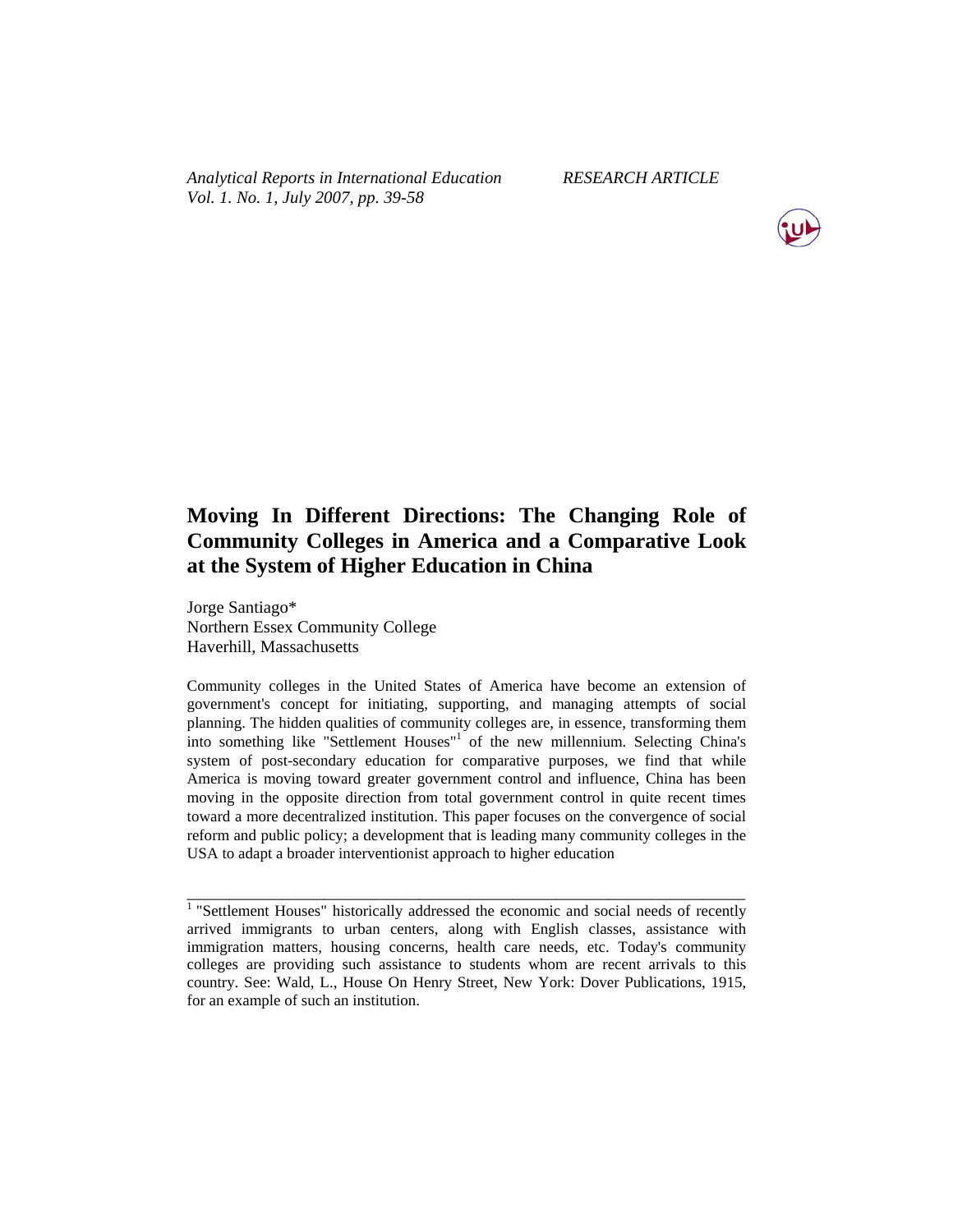*Analytical Reports in International Education* *RESEARCH ARTICLE*
*Vol. 1. No. 1, July 2007, pp. 39-58*

# Moving In Different Directions: The Changing Role of Community Colleges in America and a Comparative Look at the System of Higher Education in China

Jorge Santiago*
Northern Essex Community College
Haverhill, Massachusetts

Community colleges in the United States of America have become an extension of government's concept for initiating, supporting, and managing attempts of social planning. The hidden qualities of community colleges are, in essence, transforming them into something like "Settlement Houses"[1] of the new millennium. Selecting China's system of post-secondary education for comparative purposes, we find that while America is moving toward greater government control and influence, China has been moving in the opposite direction from total government control in quite recent times toward a more decentralized institution. This paper focuses on the convergence of social reform and public policy; a development that is leading many community colleges in the USA to adapt a broader interventionist approach to higher education

---

[1] "Settlement Houses" historically addressed the economic and social needs of recently arrived immigrants to urban centers, along with English classes, assistance with immigration matters, housing concerns, health care needs, etc. Today's community colleges are providing such assistance to students whom are recent arrivals to this country. See: Wald, L., House On Henry Street, New York: Dover Publications, 1915, for an example of such an institution.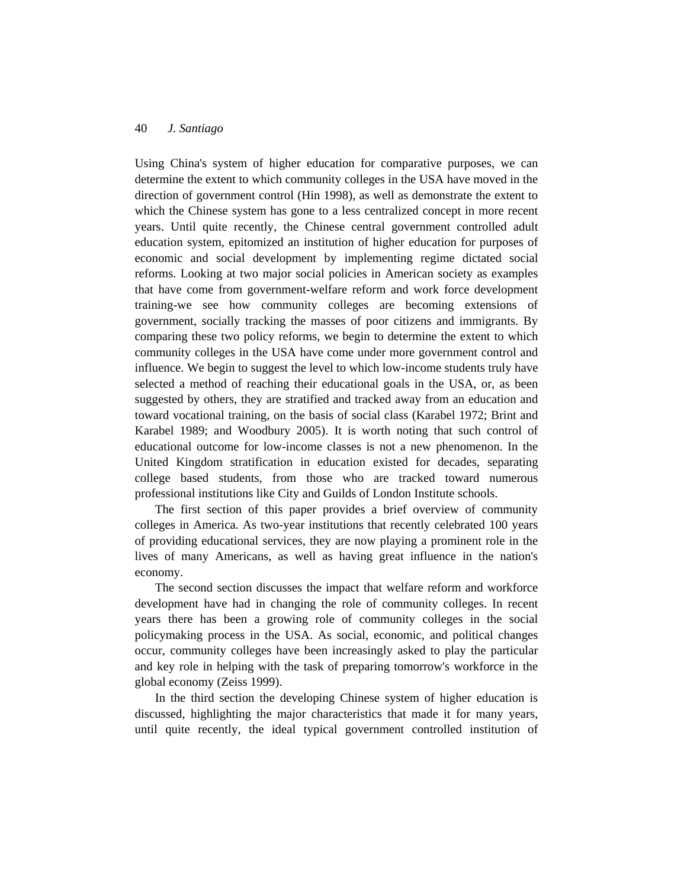Using China's system of higher education for comparative purposes, we can determine the extent to which community colleges in the USA have moved in the direction of government control (Hin 1998), as well as demonstrate the extent to which the Chinese system has gone to a less centralized concept in more recent years. Until quite recently, the Chinese central government controlled adult education system, epitomized an institution of higher education for purposes of economic and social development by implementing regime dictated social reforms. Looking at two major social policies in American society as examples that have come from government-welfare reform and work force development training-we see how community colleges are becoming extensions of government, socially tracking the masses of poor citizens and immigrants. By comparing these two policy reforms, we begin to determine the extent to which community colleges in the USA have come under more government control and influence. We begin to suggest the level to which low-income students truly have selected a method of reaching their educational goals in the USA, or, as been suggested by others, they are stratified and tracked away from an education and toward vocational training, on the basis of social class (Karabel 1972; Brint and Karabel 1989; and Woodbury 2005). It is worth noting that such control of educational outcome for low-income classes is not a new phenomenon. In the United Kingdom stratification in education existed for decades, separating college based students, from those who are tracked toward numerous professional institutions like City and Guilds of London Institute schools.

The first section of this paper provides a brief overview of community colleges in America. As two-year institutions that recently celebrated 100 years of providing educational services, they are now playing a prominent role in the lives of many Americans, as well as having great influence in the nation's economy.

The second section discusses the impact that welfare reform and workforce development have had in changing the role of community colleges. In recent years there has been a growing role of community colleges in the social policymaking process in the USA. As social, economic, and political changes occur, community colleges have been increasingly asked to play the particular and key role in helping with the task of preparing tomorrow's workforce in the global economy (Zeiss 1999).

In the third section the developing Chinese system of higher education is discussed, highlighting the major characteristics that made it for many years, until quite recently, the ideal typical government controlled institution of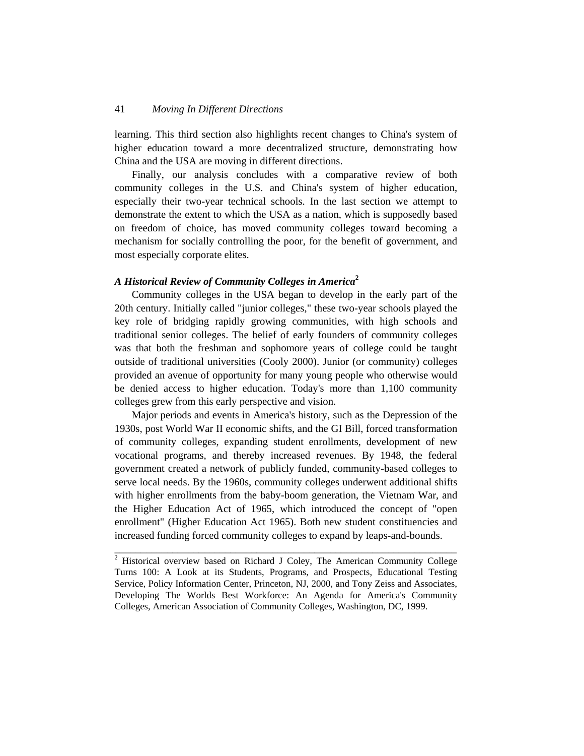learning. This third section also highlights recent changes to China's system of higher education toward a more decentralized structure, demonstrating how China and the USA are moving in different directions.

Finally, our analysis concludes with a comparative review of both community colleges in the U.S. and China's system of higher education, especially their two-year technical schools. In the last section we attempt to demonstrate the extent to which the USA as a nation, which is supposedly based on freedom of choice, has moved community colleges toward becoming a mechanism for socially controlling the poor, for the benefit of government, and most especially corporate elites.

### *A Historical Review of Community Colleges in America*[2]

Community colleges in the USA began to develop in the early part of the 20th century. Initially called "junior colleges," these two-year schools played the key role of bridging rapidly growing communities, with high schools and traditional senior colleges. The belief of early founders of community colleges was that both the freshman and sophomore years of college could be taught outside of traditional universities (Cooly 2000). Junior (or community) colleges provided an avenue of opportunity for many young people who otherwise would be denied access to higher education. Today's more than 1,100 community colleges grew from this early perspective and vision.

Major periods and events in America's history, such as the Depression of the 1930s, post World War II economic shifts, and the GI Bill, forced transformation of community colleges, expanding student enrollments, development of new vocational programs, and thereby increased revenues. By 1948, the federal government created a network of publicly funded, community-based colleges to serve local needs. By the 1960s, community colleges underwent additional shifts with higher enrollments from the baby-boom generation, the Vietnam War, and the Higher Education Act of 1965, which introduced the concept of "open enrollment" (Higher Education Act 1965). Both new student constituencies and increased funding forced community colleges to expand by leaps-and-bounds.

---

[2] Historical overview based on Richard J Coley, The American Community College Turns 100: A Look at its Students, Programs, and Prospects, Educational Testing Service, Policy Information Center, Princeton, NJ, 2000, and Tony Zeiss and Associates, Developing The Worlds Best Workforce: An Agenda for America's Community Colleges, American Association of Community Colleges, Washington, DC, 1999.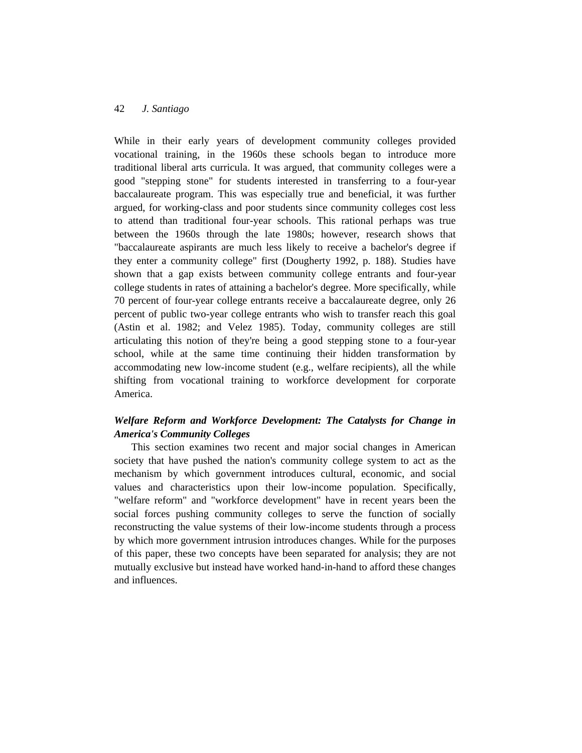While in their early years of development community colleges provided vocational training, in the 1960s these schools began to introduce more traditional liberal arts curricula. It was argued, that community colleges were a good "stepping stone" for students interested in transferring to a four-year baccalaureate program. This was especially true and beneficial, it was further argued, for working-class and poor students since community colleges cost less to attend than traditional four-year schools. This rational perhaps was true between the 1960s through the late 1980s; however, research shows that "baccalaureate aspirants are much less likely to receive a bachelor's degree if they enter a community college" first (Dougherty 1992, p. 188). Studies have shown that a gap exists between community college entrants and four-year college students in rates of attaining a bachelor's degree. More specifically, while 70 percent of four-year college entrants receive a baccalaureate degree, only 26 percent of public two-year college entrants who wish to transfer reach this goal (Astin et al. 1982; and Velez 1985). Today, community colleges are still articulating this notion of they're being a good stepping stone to a four-year school, while at the same time continuing their hidden transformation by accommodating new low-income student (e.g., welfare recipients), all the while shifting from vocational training to workforce development for corporate America.

### *Welfare Reform and Workforce Development: The Catalysts for Change in America's Community Colleges*

This section examines two recent and major social changes in American society that have pushed the nation's community college system to act as the mechanism by which government introduces cultural, economic, and social values and characteristics upon their low-income population. Specifically, "welfare reform" and "workforce development" have in recent years been the social forces pushing community colleges to serve the function of socially reconstructing the value systems of their low-income students through a process by which more government intrusion introduces changes. While for the purposes of this paper, these two concepts have been separated for analysis; they are not mutually exclusive but instead have worked hand-in-hand to afford these changes and influences.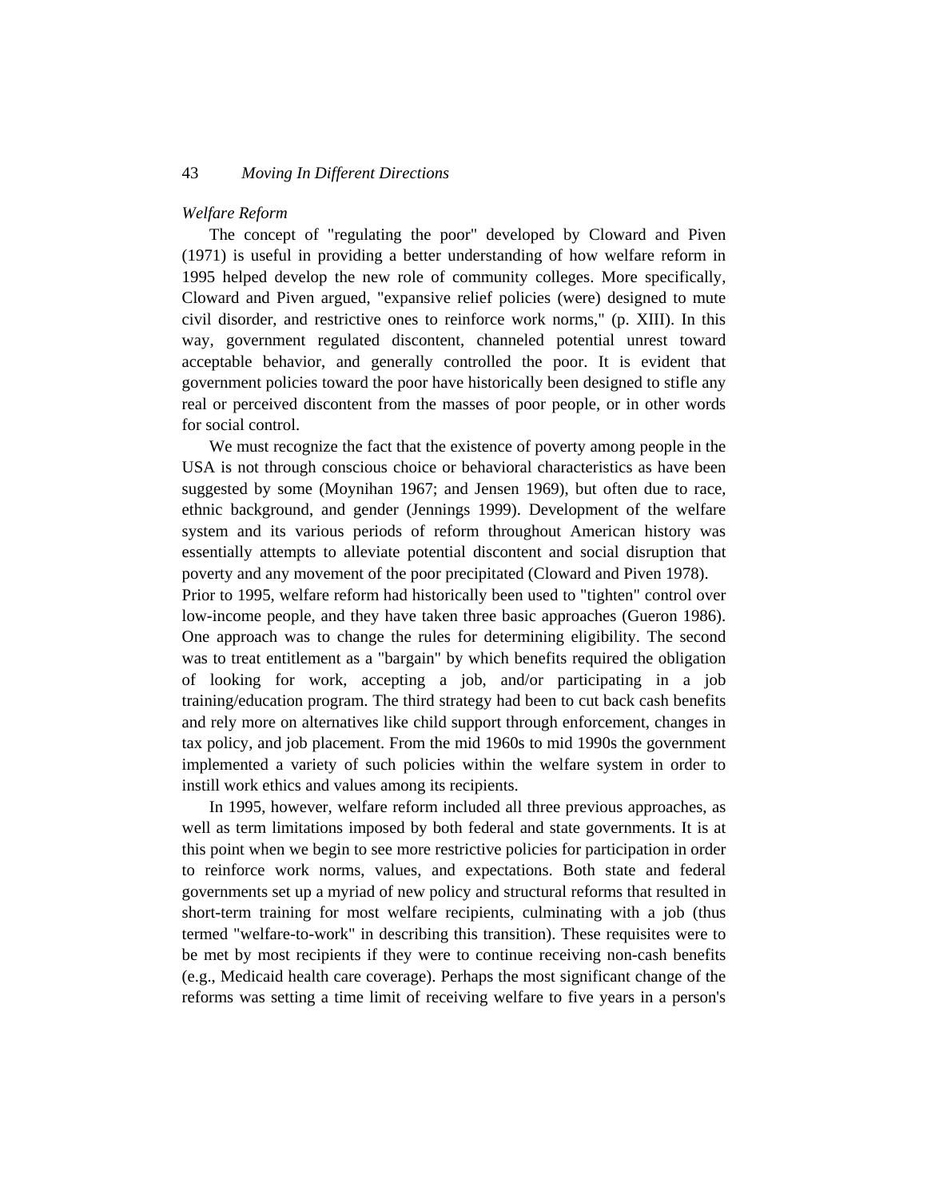*Welfare Reform*

The concept of "regulating the poor" developed by Cloward and Piven (1971) is useful in providing a better understanding of how welfare reform in 1995 helped develop the new role of community colleges. More specifically, Cloward and Piven argued, "expansive relief policies (were) designed to mute civil disorder, and restrictive ones to reinforce work norms," (p. XIII). In this way, government regulated discontent, channeled potential unrest toward acceptable behavior, and generally controlled the poor. It is evident that government policies toward the poor have historically been designed to stifle any real or perceived discontent from the masses of poor people, or in other words for social control.

We must recognize the fact that the existence of poverty among people in the USA is not through conscious choice or behavioral characteristics as have been suggested by some (Moynihan 1967; and Jensen 1969), but often due to race, ethnic background, and gender (Jennings 1999). Development of the welfare system and its various periods of reform throughout American history was essentially attempts to alleviate potential discontent and social disruption that poverty and any movement of the poor precipitated (Cloward and Piven 1978).

Prior to 1995, welfare reform had historically been used to "tighten" control over low-income people, and they have taken three basic approaches (Gueron 1986). One approach was to change the rules for determining eligibility. The second was to treat entitlement as a "bargain" by which benefits required the obligation of looking for work, accepting a job, and/or participating in a job training/education program. The third strategy had been to cut back cash benefits and rely more on alternatives like child support through enforcement, changes in tax policy, and job placement. From the mid 1960s to mid 1990s the government implemented a variety of such policies within the welfare system in order to instill work ethics and values among its recipients.

In 1995, however, welfare reform included all three previous approaches, as well as term limitations imposed by both federal and state governments. It is at this point when we begin to see more restrictive policies for participation in order to reinforce work norms, values, and expectations. Both state and federal governments set up a myriad of new policy and structural reforms that resulted in short-term training for most welfare recipients, culminating with a job (thus termed "welfare-to-work" in describing this transition). These requisites were to be met by most recipients if they were to continue receiving non-cash benefits (e.g., Medicaid health care coverage). Perhaps the most significant change of the reforms was setting a time limit of receiving welfare to five years in a person's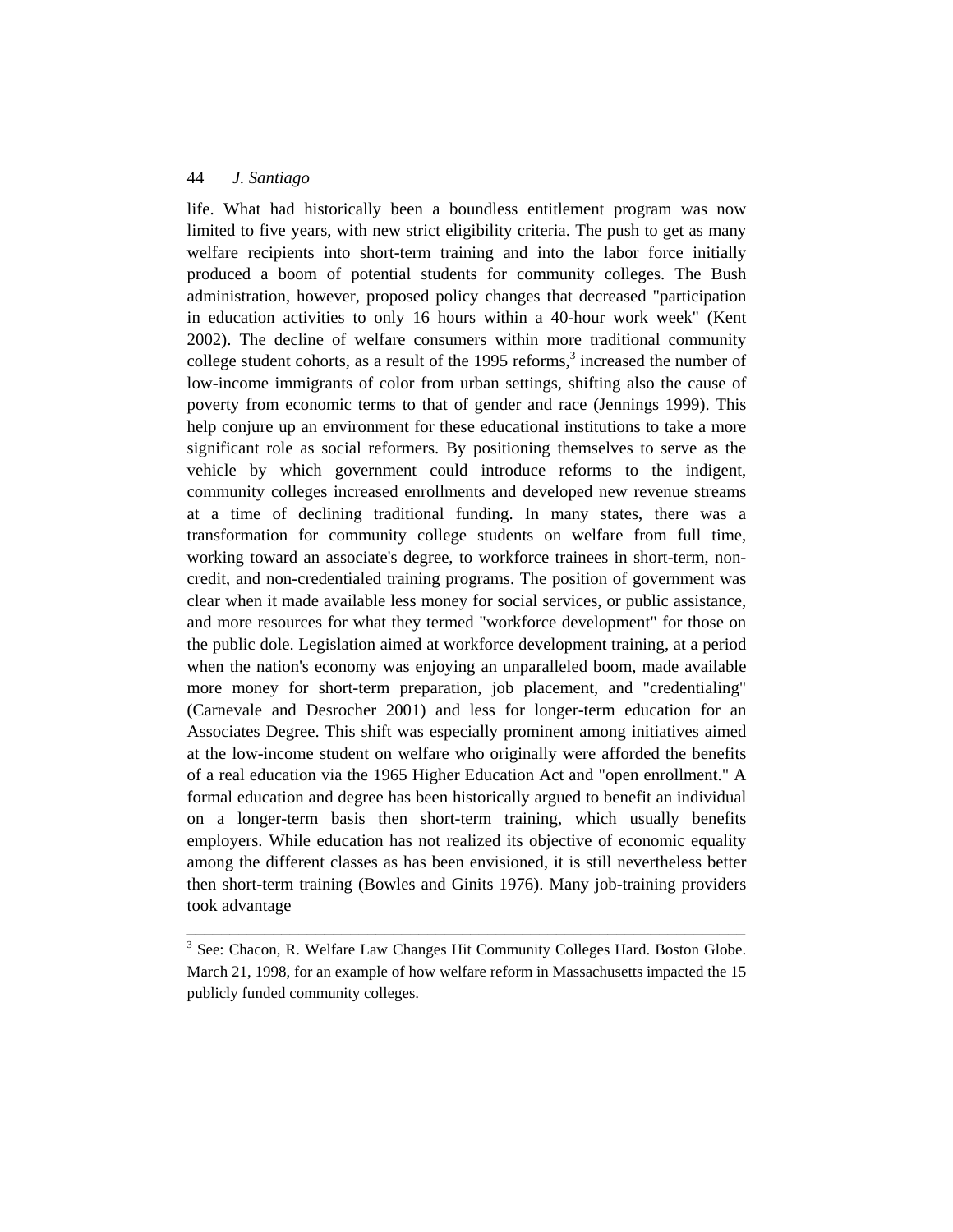life. What had historically been a boundless entitlement program was now limited to five years, with new strict eligibility criteria. The push to get as many welfare recipients into short-term training and into the labor force initially produced a boom of potential students for community colleges. The Bush administration, however, proposed policy changes that decreased "participation in education activities to only 16 hours within a 40-hour work week" (Kent 2002). The decline of welfare consumers within more traditional community college student cohorts, as a result of the 1995 reforms,[3] increased the number of low-income immigrants of color from urban settings, shifting also the cause of poverty from economic terms to that of gender and race (Jennings 1999). This help conjure up an environment for these educational institutions to take a more significant role as social reformers. By positioning themselves to serve as the vehicle by which government could introduce reforms to the indigent, community colleges increased enrollments and developed new revenue streams at a time of declining traditional funding. In many states, there was a transformation for community college students on welfare from full time, working toward an associate's degree, to workforce trainees in short-term, non-credit, and non-credentialed training programs. The position of government was clear when it made available less money for social services, or public assistance, and more resources for what they termed "workforce development" for those on the public dole. Legislation aimed at workforce development training, at a period when the nation's economy was enjoying an unparalleled boom, made available more money for short-term preparation, job placement, and "credentialing" (Carnevale and Desrocher 2001) and less for longer-term education for an Associates Degree. This shift was especially prominent among initiatives aimed at the low-income student on welfare who originally were afforded the benefits of a real education via the 1965 Higher Education Act and "open enrollment." A formal education and degree has been historically argued to benefit an individual on a longer-term basis then short-term training, which usually benefits employers. While education has not realized its objective of economic equality among the different classes as has been envisioned, it is still nevertheless better then short-term training (Bowles and Ginits 1976). Many job-training providers took advantage

---

[3] See: Chacon, R. Welfare Law Changes Hit Community Colleges Hard. Boston Globe. March 21, 1998, for an example of how welfare reform in Massachusetts impacted the 15 publicly funded community colleges.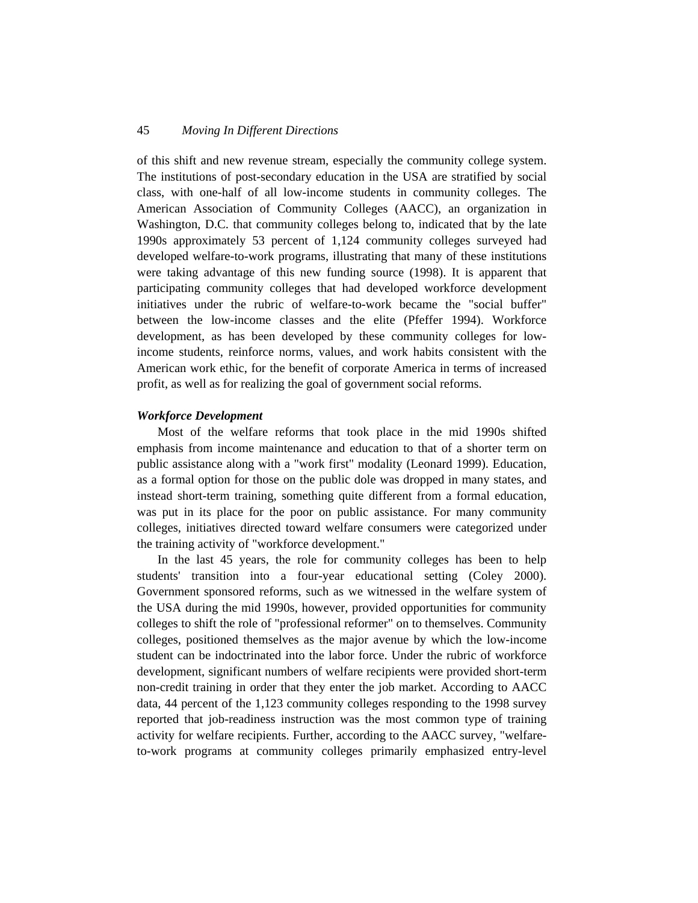of this shift and new revenue stream, especially the community college system. The institutions of post-secondary education in the USA are stratified by social class, with one-half of all low-income students in community colleges. The American Association of Community Colleges (AACC), an organization in Washington, D.C. that community colleges belong to, indicated that by the late 1990s approximately 53 percent of 1,124 community colleges surveyed had developed welfare-to-work programs, illustrating that many of these institutions were taking advantage of this new funding source (1998). It is apparent that participating community colleges that had developed workforce development initiatives under the rubric of welfare-to-work became the "social buffer" between the low-income classes and the elite (Pfeffer 1994). Workforce development, as has been developed by these community colleges for low-income students, reinforce norms, values, and work habits consistent with the American work ethic, for the benefit of corporate America in terms of increased profit, as well as for realizing the goal of government social reforms.

### *Workforce Development*

Most of the welfare reforms that took place in the mid 1990s shifted emphasis from income maintenance and education to that of a shorter term on public assistance along with a "work first" modality (Leonard 1999). Education, as a formal option for those on the public dole was dropped in many states, and instead short-term training, something quite different from a formal education, was put in its place for the poor on public assistance. For many community colleges, initiatives directed toward welfare consumers were categorized under the training activity of "workforce development."

In the last 45 years, the role for community colleges has been to help students' transition into a four-year educational setting (Coley 2000). Government sponsored reforms, such as we witnessed in the welfare system of the USA during the mid 1990s, however, provided opportunities for community colleges to shift the role of "professional reformer" on to themselves. Community colleges, positioned themselves as the major avenue by which the low-income student can be indoctrinated into the labor force. Under the rubric of workforce development, significant numbers of welfare recipients were provided short-term non-credit training in order that they enter the job market. According to AACC data, 44 percent of the 1,123 community colleges responding to the 1998 survey reported that job-readiness instruction was the most common type of training activity for welfare recipients. Further, according to the AACC survey, "welfare-to-work programs at community colleges primarily emphasized entry-level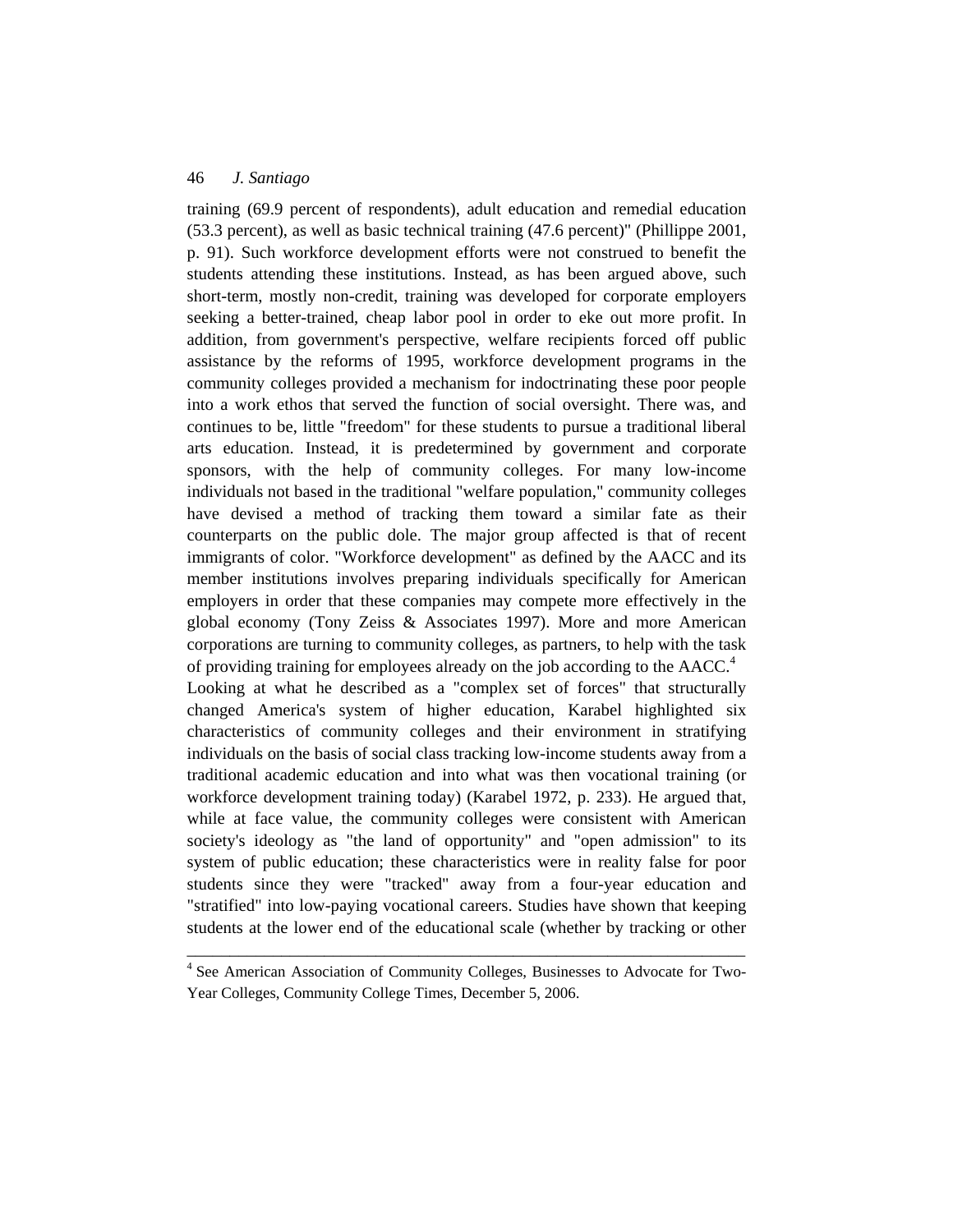training (69.9 percent of respondents), adult education and remedial education (53.3 percent), as well as basic technical training (47.6 percent)" (Phillippe 2001, p. 91). Such workforce development efforts were not construed to benefit the students attending these institutions. Instead, as has been argued above, such short-term, mostly non-credit, training was developed for corporate employers seeking a better-trained, cheap labor pool in order to eke out more profit. In addition, from government's perspective, welfare recipients forced off public assistance by the reforms of 1995, workforce development programs in the community colleges provided a mechanism for indoctrinating these poor people into a work ethos that served the function of social oversight. There was, and continues to be, little "freedom" for these students to pursue a traditional liberal arts education. Instead, it is predetermined by government and corporate sponsors, with the help of community colleges. For many low-income individuals not based in the traditional "welfare population," community colleges have devised a method of tracking them toward a similar fate as their counterparts on the public dole. The major group affected is that of recent immigrants of color. "Workforce development" as defined by the AACC and its member institutions involves preparing individuals specifically for American employers in order that these companies may compete more effectively in the global economy (Tony Zeiss & Associates 1997). More and more American corporations are turning to community colleges, as partners, to help with the task of providing training for employees already on the job according to the AACC.[4]

Looking at what he described as a "complex set of forces" that structurally changed America's system of higher education, Karabel highlighted six characteristics of community colleges and their environment in stratifying individuals on the basis of social class tracking low-income students away from a traditional academic education and into what was then vocational training (or workforce development training today) (Karabel 1972, p. 233). He argued that, while at face value, the community colleges were consistent with American society's ideology as "the land of opportunity" and "open admission" to its system of public education; these characteristics were in reality false for poor students since they were "tracked" away from a four-year education and "stratified" into low-paying vocational careers. Studies have shown that keeping students at the lower end of the educational scale (whether by tracking or other

[4] See American Association of Community Colleges, Businesses to Advocate for Two-Year Colleges, Community College Times, December 5, 2006.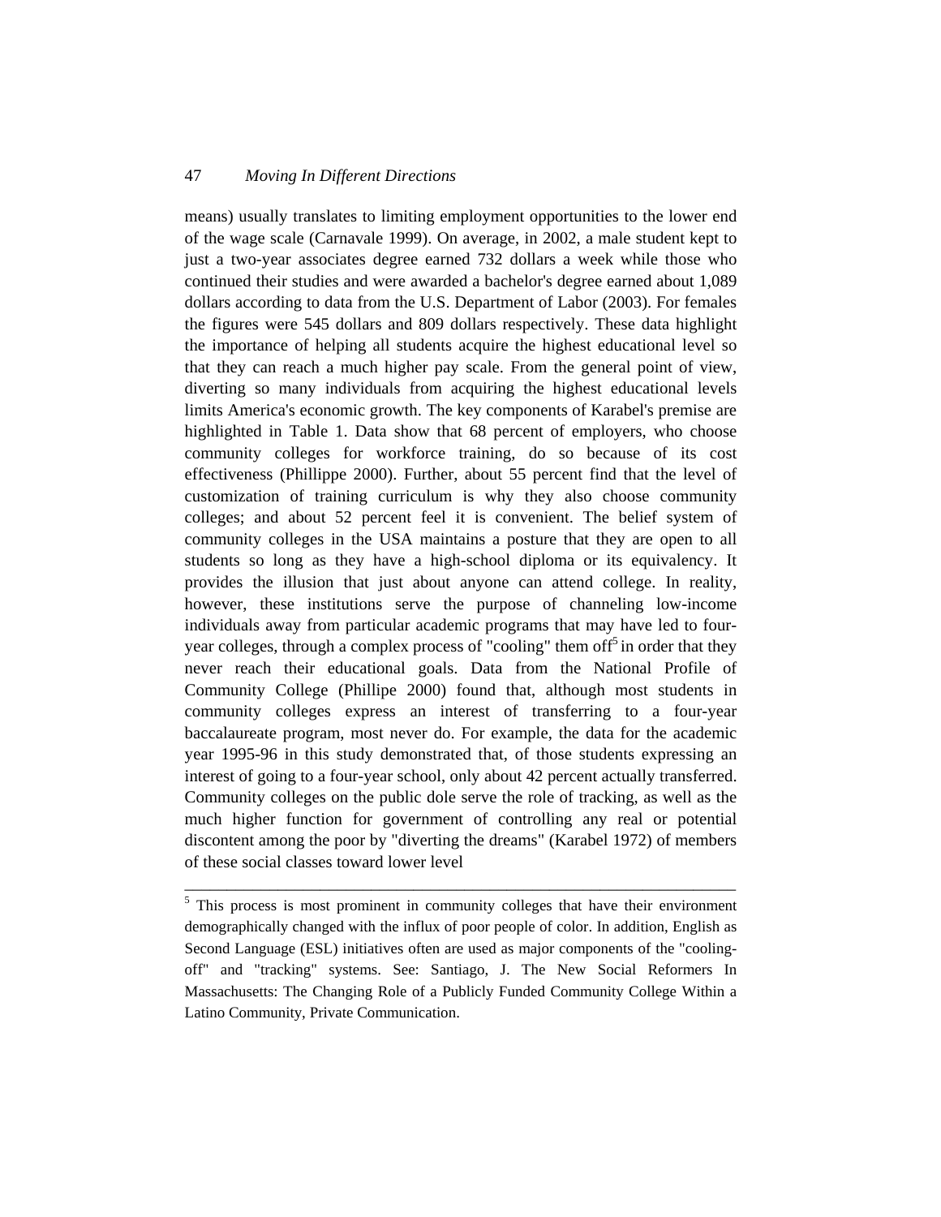means) usually translates to limiting employment opportunities to the lower end of the wage scale (Carnavale 1999). On average, in 2002, a male student kept to just a two-year associates degree earned 732 dollars a week while those who continued their studies and were awarded a bachelor's degree earned about 1,089 dollars according to data from the U.S. Department of Labor (2003). For females the figures were 545 dollars and 809 dollars respectively. These data highlight the importance of helping all students acquire the highest educational level so that they can reach a much higher pay scale. From the general point of view, diverting so many individuals from acquiring the highest educational levels limits America's economic growth. The key components of Karabel's premise are highlighted in Table 1. Data show that 68 percent of employers, who choose community colleges for workforce training, do so because of its cost effectiveness (Phillippe 2000). Further, about 55 percent find that the level of customization of training curriculum is why they also choose community colleges; and about 52 percent feel it is convenient. The belief system of community colleges in the USA maintains a posture that they are open to all students so long as they have a high-school diploma or its equivalency. It provides the illusion that just about anyone can attend college. In reality, however, these institutions serve the purpose of channeling low-income individuals away from particular academic programs that may have led to four-year colleges, through a complex process of "cooling" them off[5] in order that they never reach their educational goals. Data from the National Profile of Community College (Phillipe 2000) found that, although most students in community colleges express an interest of transferring to a four-year baccalaureate program, most never do. For example, the data for the academic year 1995-96 in this study demonstrated that, of those students expressing an interest of going to a four-year school, only about 42 percent actually transferred. Community colleges on the public dole serve the role of tracking, as well as the much higher function for government of controlling any real or potential discontent among the poor by "diverting the dreams" (Karabel 1972) of members of these social classes toward lower level

---

[5] This process is most prominent in community colleges that have their environment demographically changed with the influx of poor people of color. In addition, English as Second Language (ESL) initiatives often are used as major components of the "cooling-off" and "tracking" systems. See: Santiago, J. The New Social Reformers In Massachusetts: The Changing Role of a Publicly Funded Community College Within a Latino Community, Private Communication.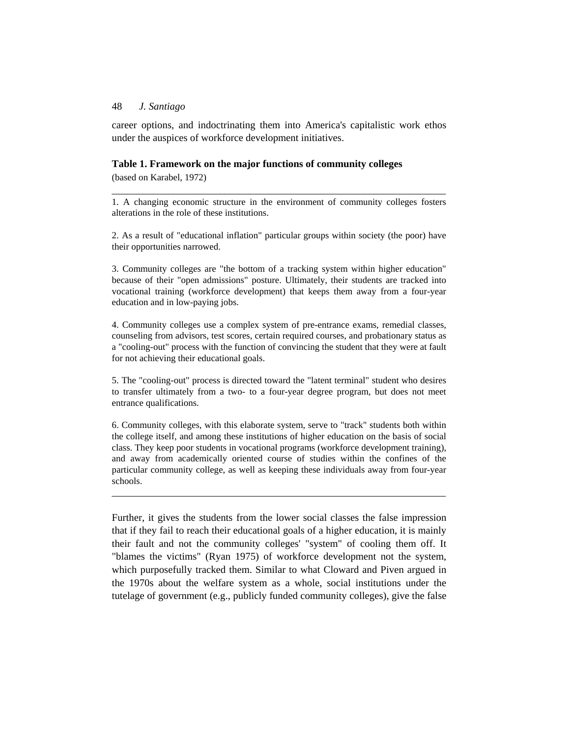career options, and indoctrinating them into America's capitalistic work ethos under the auspices of workforce development initiatives.

**Table 1. Framework on the major functions of community colleges**
(based on Karabel, 1972)

1. A changing economic structure in the environment of community colleges fosters alterations in the role of these institutions.

2. As a result of "educational inflation" particular groups within society (the poor) have their opportunities narrowed.

3. Community colleges are "the bottom of a tracking system within higher education" because of their "open admissions" posture. Ultimately, their students are tracked into vocational training (workforce development) that keeps them away from a four-year education and in low-paying jobs.

4. Community colleges use a complex system of pre-entrance exams, remedial classes, counseling from advisors, test scores, certain required courses, and probationary status as a "cooling-out" process with the function of convincing the student that they were at fault for not achieving their educational goals.

5. The "cooling-out" process is directed toward the "latent terminal" student who desires to transfer ultimately from a two- to a four-year degree program, but does not meet entrance qualifications.

6. Community colleges, with this elaborate system, serve to "track" students both within the college itself, and among these institutions of higher education on the basis of social class. They keep poor students in vocational programs (workforce development training), and away from academically oriented course of studies within the confines of the particular community college, as well as keeping these individuals away from four-year schools.

Further, it gives the students from the lower social classes the false impression that if they fail to reach their educational goals of a higher education, it is mainly their fault and not the community colleges' "system" of cooling them off. It "blames the victims" (Ryan 1975) of workforce development not the system, which purposefully tracked them. Similar to what Cloward and Piven argued in the 1970s about the welfare system as a whole, social institutions under the tutelage of government (e.g., publicly funded community colleges), give the false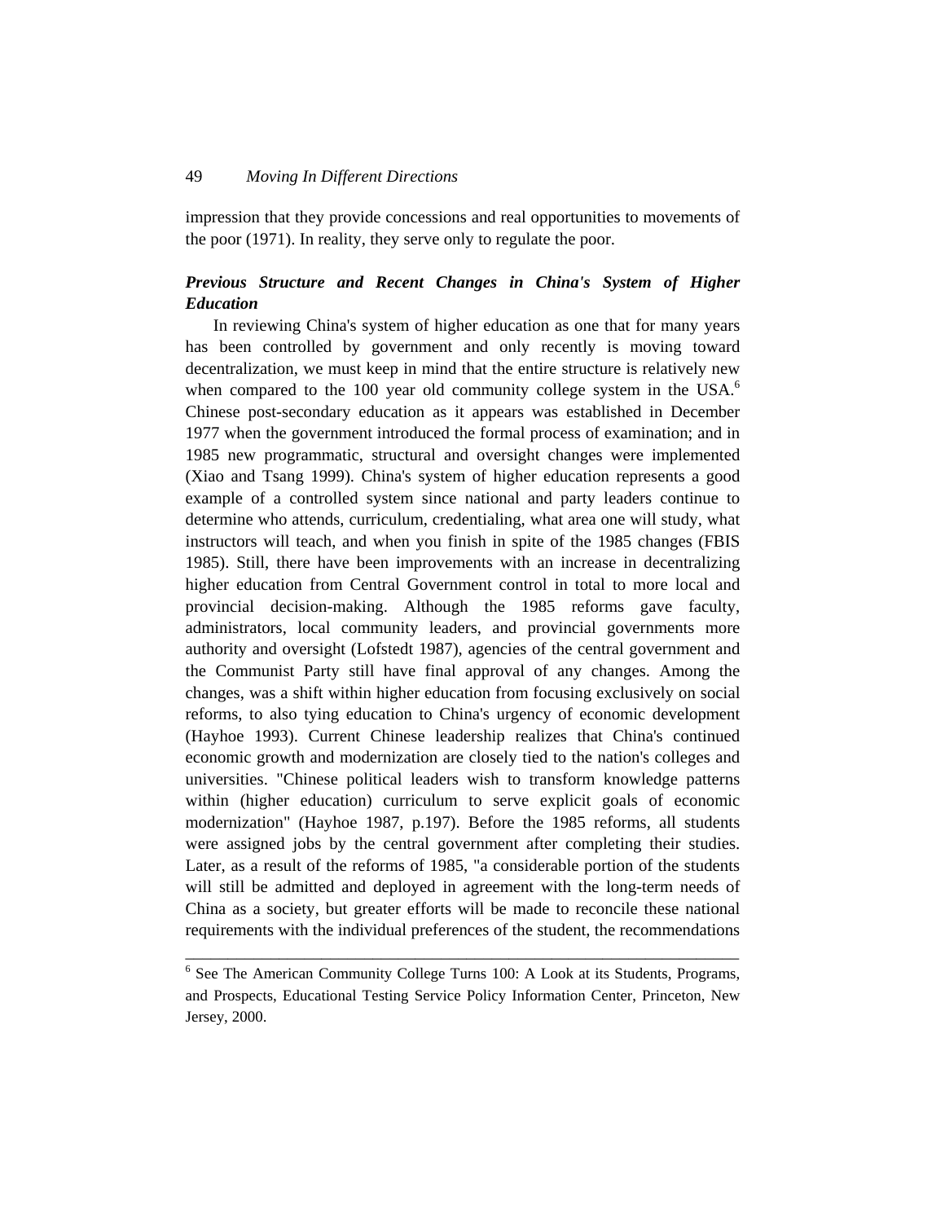impression that they provide concessions and real opportunities to movements of the poor (1971). In reality, they serve only to regulate the poor.

***Previous Structure and Recent Changes in China's System of Higher Education***

In reviewing China's system of higher education as one that for many years has been controlled by government and only recently is moving toward decentralization, we must keep in mind that the entire structure is relatively new when compared to the 100 year old community college system in the USA.[6] Chinese post-secondary education as it appears was established in December 1977 when the government introduced the formal process of examination; and in 1985 new programmatic, structural and oversight changes were implemented (Xiao and Tsang 1999). China's system of higher education represents a good example of a controlled system since national and party leaders continue to determine who attends, curriculum, credentialing, what area one will study, what instructors will teach, and when you finish in spite of the 1985 changes (FBIS 1985). Still, there have been improvements with an increase in decentralizing higher education from Central Government control in total to more local and provincial decision-making. Although the 1985 reforms gave faculty, administrators, local community leaders, and provincial governments more authority and oversight (Lofstedt 1987), agencies of the central government and the Communist Party still have final approval of any changes. Among the changes, was a shift within higher education from focusing exclusively on social reforms, to also tying education to China's urgency of economic development (Hayhoe 1993). Current Chinese leadership realizes that China's continued economic growth and modernization are closely tied to the nation's colleges and universities. "Chinese political leaders wish to transform knowledge patterns within (higher education) curriculum to serve explicit goals of economic modernization" (Hayhoe 1987, p.197). Before the 1985 reforms, all students were assigned jobs by the central government after completing their studies. Later, as a result of the reforms of 1985, "a considerable portion of the students will still be admitted and deployed in agreement with the long-term needs of China as a society, but greater efforts will be made to reconcile these national requirements with the individual preferences of the student, the recommendations

---

[6] See The American Community College Turns 100: A Look at its Students, Programs, and Prospects, Educational Testing Service Policy Information Center, Princeton, New Jersey, 2000.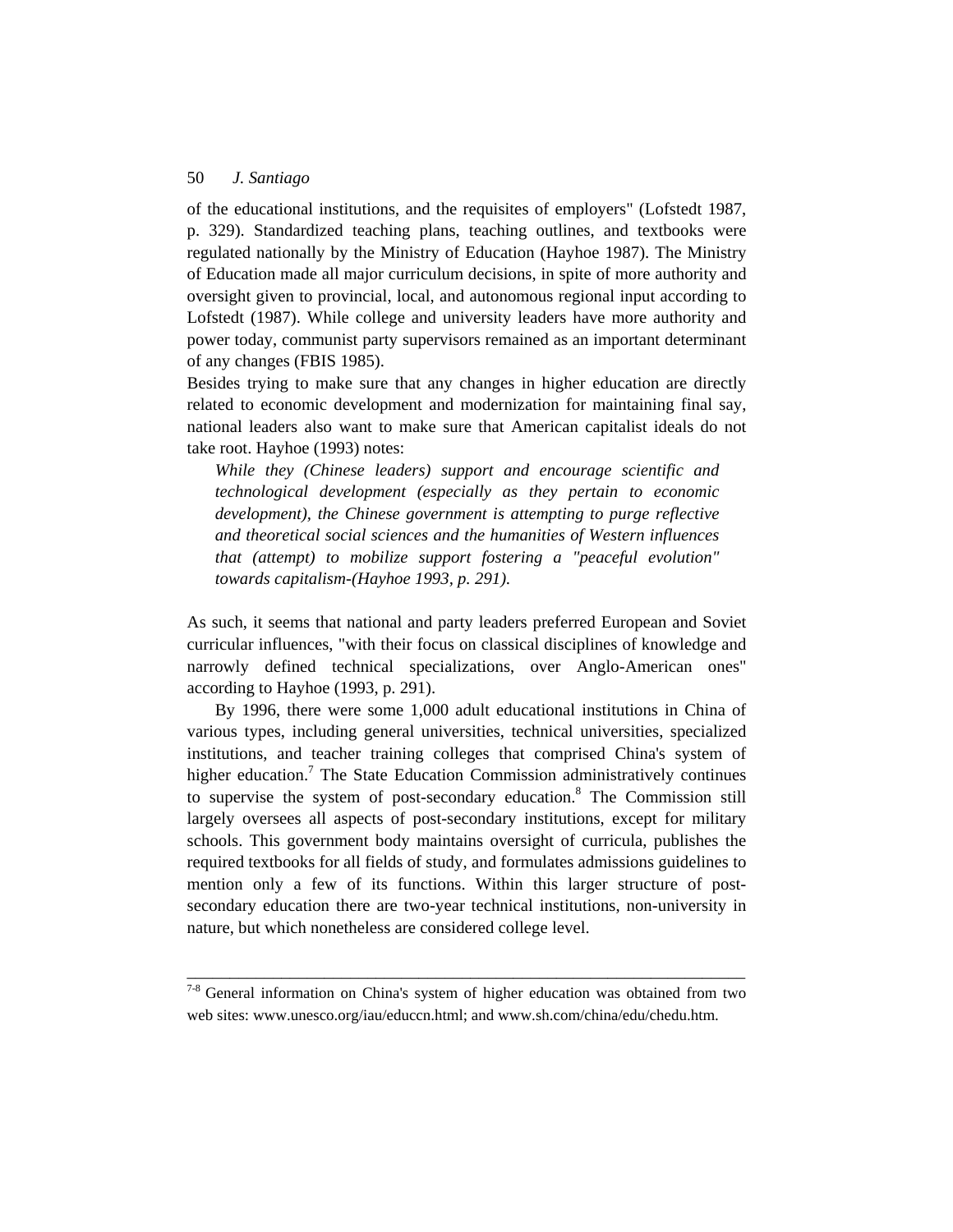of the educational institutions, and the requisites of employers" (Lofstedt 1987, p. 329). Standardized teaching plans, teaching outlines, and textbooks were regulated nationally by the Ministry of Education (Hayhoe 1987). The Ministry of Education made all major curriculum decisions, in spite of more authority and oversight given to provincial, local, and autonomous regional input according to Lofstedt (1987). While college and university leaders have more authority and power today, communist party supervisors remained as an important determinant of any changes (FBIS 1985).

Besides trying to make sure that any changes in higher education are directly related to economic development and modernization for maintaining final say, national leaders also want to make sure that American capitalist ideals do not take root. Hayhoe (1993) notes:

> *While they (Chinese leaders) support and encourage scientific and technological development (especially as they pertain to economic development), the Chinese government is attempting to purge reflective and theoretical social sciences and the humanities of Western influences that (attempt) to mobilize support fostering a "peaceful evolution" towards capitalism-(Hayhoe 1993, p. 291).*

As such, it seems that national and party leaders preferred European and Soviet curricular influences, "with their focus on classical disciplines of knowledge and narrowly defined technical specializations, over Anglo-American ones" according to Hayhoe (1993, p. 291).

By 1996, there were some 1,000 adult educational institutions in China of various types, including general universities, technical universities, specialized institutions, and teacher training colleges that comprised China's system of higher education.[7] The State Education Commission administratively continues to supervise the system of post-secondary education.[8] The Commission still largely oversees all aspects of post-secondary institutions, except for military schools. This government body maintains oversight of curricula, publishes the required textbooks for all fields of study, and formulates admissions guidelines to mention only a few of its functions. Within this larger structure of post-secondary education there are two-year technical institutions, non-university in nature, but which nonetheless are considered college level.

---

[7-8] General information on China's system of higher education was obtained from two web sites: www.unesco.org/iau/educcn.html; and www.sh.com/china/edu/chedu.htm.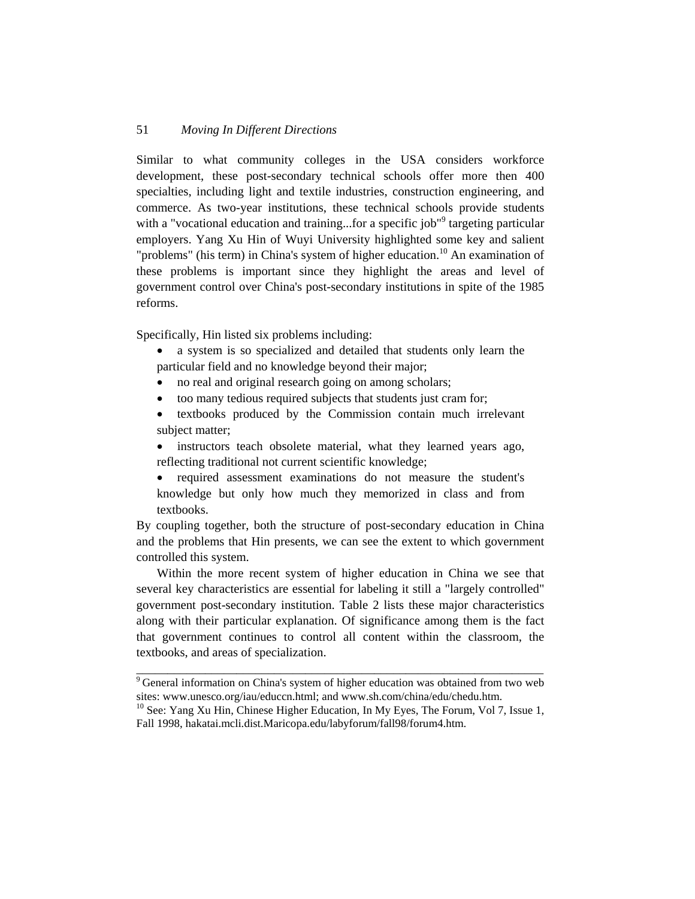Similar to what community colleges in the USA considers workforce development, these post-secondary technical schools offer more then 400 specialties, including light and textile industries, construction engineering, and commerce. As two-year institutions, these technical schools provide students with a "vocational education and training...for a specific job"[9] targeting particular employers. Yang Xu Hin of Wuyi University highlighted some key and salient "problems" (his term) in China's system of higher education.[10] An examination of these problems is important since they highlight the areas and level of government control over China's post-secondary institutions in spite of the 1985 reforms.

Specifically, Hin listed six problems including:

- a system is so specialized and detailed that students only learn the particular field and no knowledge beyond their major;
- no real and original research going on among scholars;
- too many tedious required subjects that students just cram for;
- textbooks produced by the Commission contain much irrelevant subject matter;
- instructors teach obsolete material, what they learned years ago, reflecting traditional not current scientific knowledge;
- required assessment examinations do not measure the student's knowledge but only how much they memorized in class and from textbooks.

By coupling together, both the structure of post-secondary education in China and the problems that Hin presents, we can see the extent to which government controlled this system.

Within the more recent system of higher education in China we see that several key characteristics are essential for labeling it still a "largely controlled" government post-secondary institution. Table 2 lists these major characteristics along with their particular explanation. Of significance among them is the fact that government continues to control all content within the classroom, the textbooks, and areas of specialization.

---

[9] General information on China's system of higher education was obtained from two web sites: www.unesco.org/iau/educcn.html; and www.sh.com/china/edu/chedu.htm.

[10] See: Yang Xu Hin, Chinese Higher Education, In My Eyes, The Forum, Vol 7, Issue 1, Fall 1998, hakatai.mcli.dist.Maricopa.edu/labyforum/fall98/forum4.htm.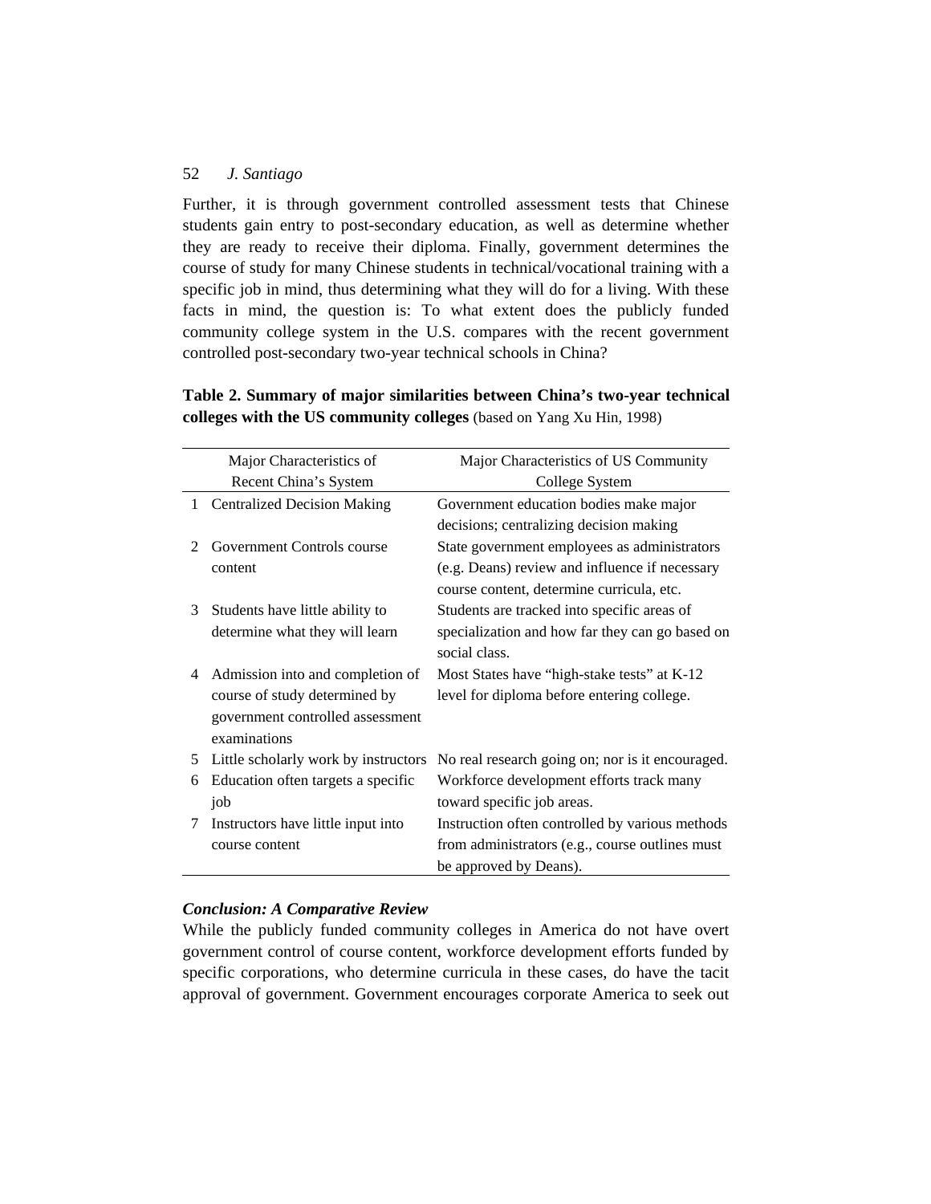Further, it is through government controlled assessment tests that Chinese students gain entry to post-secondary education, as well as determine whether they are ready to receive their diploma. Finally, government determines the course of study for many Chinese students in technical/vocational training with a specific job in mind, thus determining what they will do for a living. With these facts in mind, the question is: To what extent does the publicly funded community college system in the U.S. compares with the recent government controlled post-secondary two-year technical schools in China?

**Table 2. Summary of major similarities between China's two-year technical colleges with the US community colleges** (based on Yang Xu Hin, 1998)

| | Major Characteristics of Recent China's System | Major Characteristics of US Community College System |
|---|---|---|
| 1 | Centralized Decision Making | Government education bodies make major decisions; centralizing decision making |
| 2 | Government Controls course content | State government employees as administrators (e.g. Deans) review and influence if necessary course content, determine curricula, etc. |
| 3 | Students have little ability to determine what they will learn | Students are tracked into specific areas of specialization and how far they can go based on social class. |
| 4 | Admission into and completion of course of study determined by government controlled assessment examinations | Most States have "high-stake tests" at K-12 level for diploma before entering college. |
| 5 | Little scholarly work by instructors | No real research going on; nor is it encouraged. |
| 6 | Education often targets a specific job | Workforce development efforts track many toward specific job areas. |
| 7 | Instructors have little input into course content | Instruction often controlled by various methods from administrators (e.g., course outlines must be approved by Deans). |

### *Conclusion: A Comparative Review*

While the publicly funded community colleges in America do not have overt government control of course content, workforce development efforts funded by specific corporations, who determine curricula in these cases, do have the tacit approval of government. Government encourages corporate America to seek out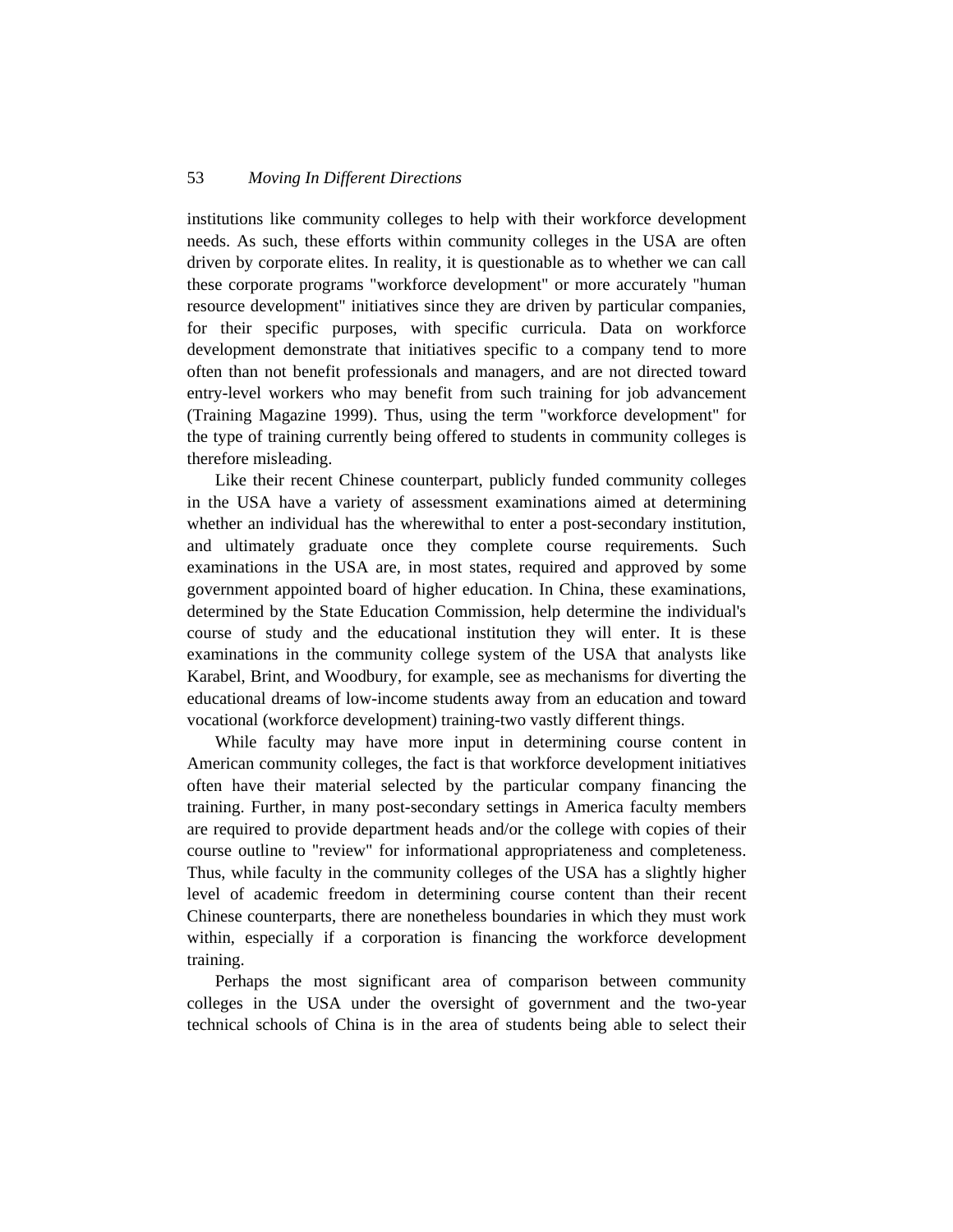institutions like community colleges to help with their workforce development needs. As such, these efforts within community colleges in the USA are often driven by corporate elites. In reality, it is questionable as to whether we can call these corporate programs "workforce development" or more accurately "human resource development" initiatives since they are driven by particular companies, for their specific purposes, with specific curricula. Data on workforce development demonstrate that initiatives specific to a company tend to more often than not benefit professionals and managers, and are not directed toward entry-level workers who may benefit from such training for job advancement (Training Magazine 1999). Thus, using the term "workforce development" for the type of training currently being offered to students in community colleges is therefore misleading.

Like their recent Chinese counterpart, publicly funded community colleges in the USA have a variety of assessment examinations aimed at determining whether an individual has the wherewithal to enter a post-secondary institution, and ultimately graduate once they complete course requirements. Such examinations in the USA are, in most states, required and approved by some government appointed board of higher education. In China, these examinations, determined by the State Education Commission, help determine the individual's course of study and the educational institution they will enter. It is these examinations in the community college system of the USA that analysts like Karabel, Brint, and Woodbury, for example, see as mechanisms for diverting the educational dreams of low-income students away from an education and toward vocational (workforce development) training-two vastly different things.

While faculty may have more input in determining course content in American community colleges, the fact is that workforce development initiatives often have their material selected by the particular company financing the training. Further, in many post-secondary settings in America faculty members are required to provide department heads and/or the college with copies of their course outline to "review" for informational appropriateness and completeness. Thus, while faculty in the community colleges of the USA has a slightly higher level of academic freedom in determining course content than their recent Chinese counterparts, there are nonetheless boundaries in which they must work within, especially if a corporation is financing the workforce development training.

Perhaps the most significant area of comparison between community colleges in the USA under the oversight of government and the two-year technical schools of China is in the area of students being able to select their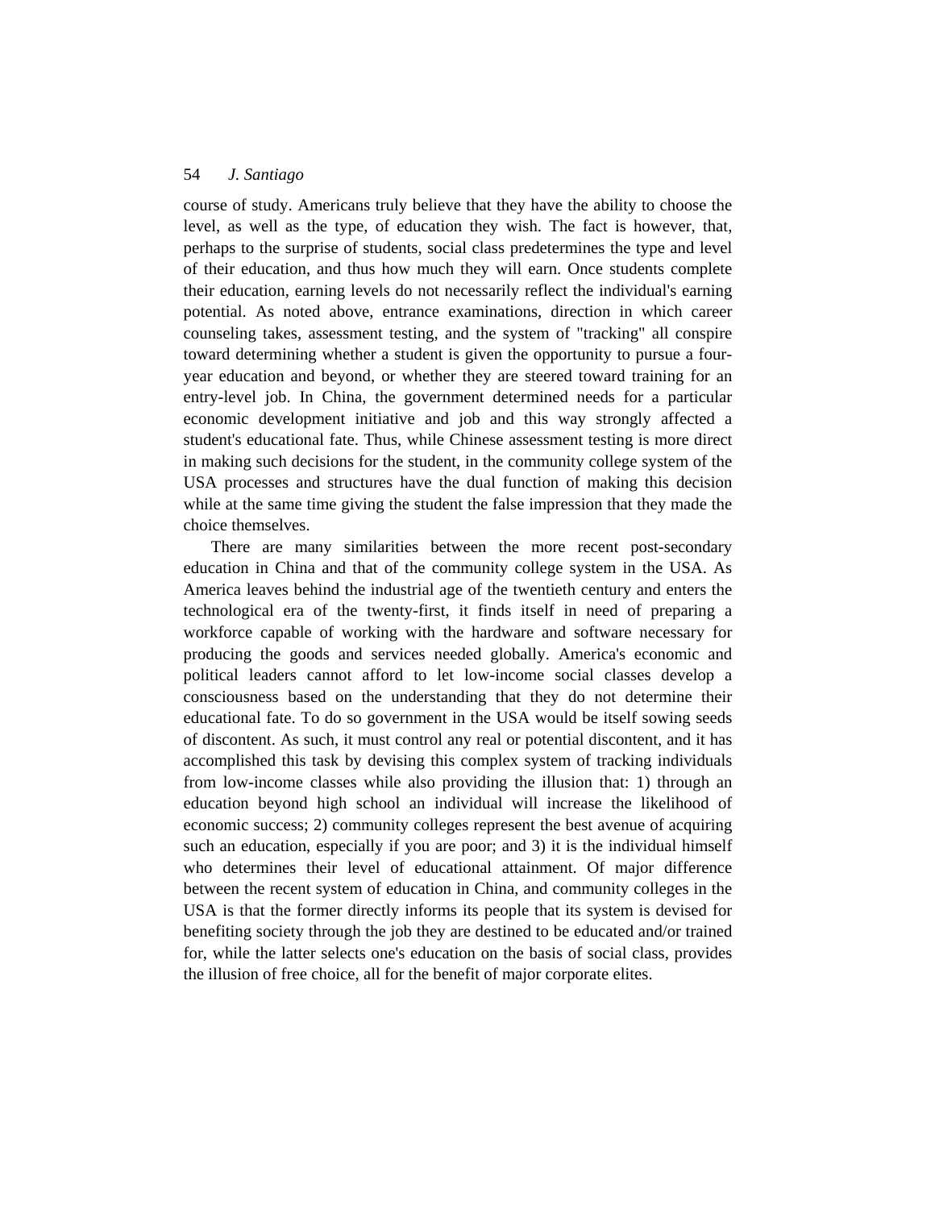course of study. Americans truly believe that they have the ability to choose the level, as well as the type, of education they wish. The fact is however, that, perhaps to the surprise of students, social class predetermines the type and level of their education, and thus how much they will earn. Once students complete their education, earning levels do not necessarily reflect the individual's earning potential. As noted above, entrance examinations, direction in which career counseling takes, assessment testing, and the system of "tracking" all conspire toward determining whether a student is given the opportunity to pursue a four-year education and beyond, or whether they are steered toward training for an entry-level job. In China, the government determined needs for a particular economic development initiative and job and this way strongly affected a student's educational fate. Thus, while Chinese assessment testing is more direct in making such decisions for the student, in the community college system of the USA processes and structures have the dual function of making this decision while at the same time giving the student the false impression that they made the choice themselves.

There are many similarities between the more recent post-secondary education in China and that of the community college system in the USA. As America leaves behind the industrial age of the twentieth century and enters the technological era of the twenty-first, it finds itself in need of preparing a workforce capable of working with the hardware and software necessary for producing the goods and services needed globally. America's economic and political leaders cannot afford to let low-income social classes develop a consciousness based on the understanding that they do not determine their educational fate. To do so government in the USA would be itself sowing seeds of discontent. As such, it must control any real or potential discontent, and it has accomplished this task by devising this complex system of tracking individuals from low-income classes while also providing the illusion that: 1) through an education beyond high school an individual will increase the likelihood of economic success; 2) community colleges represent the best avenue of acquiring such an education, especially if you are poor; and 3) it is the individual himself who determines their level of educational attainment. Of major difference between the recent system of education in China, and community colleges in the USA is that the former directly informs its people that its system is devised for benefiting society through the job they are destined to be educated and/or trained for, while the latter selects one's education on the basis of social class, provides the illusion of free choice, all for the benefit of major corporate elites.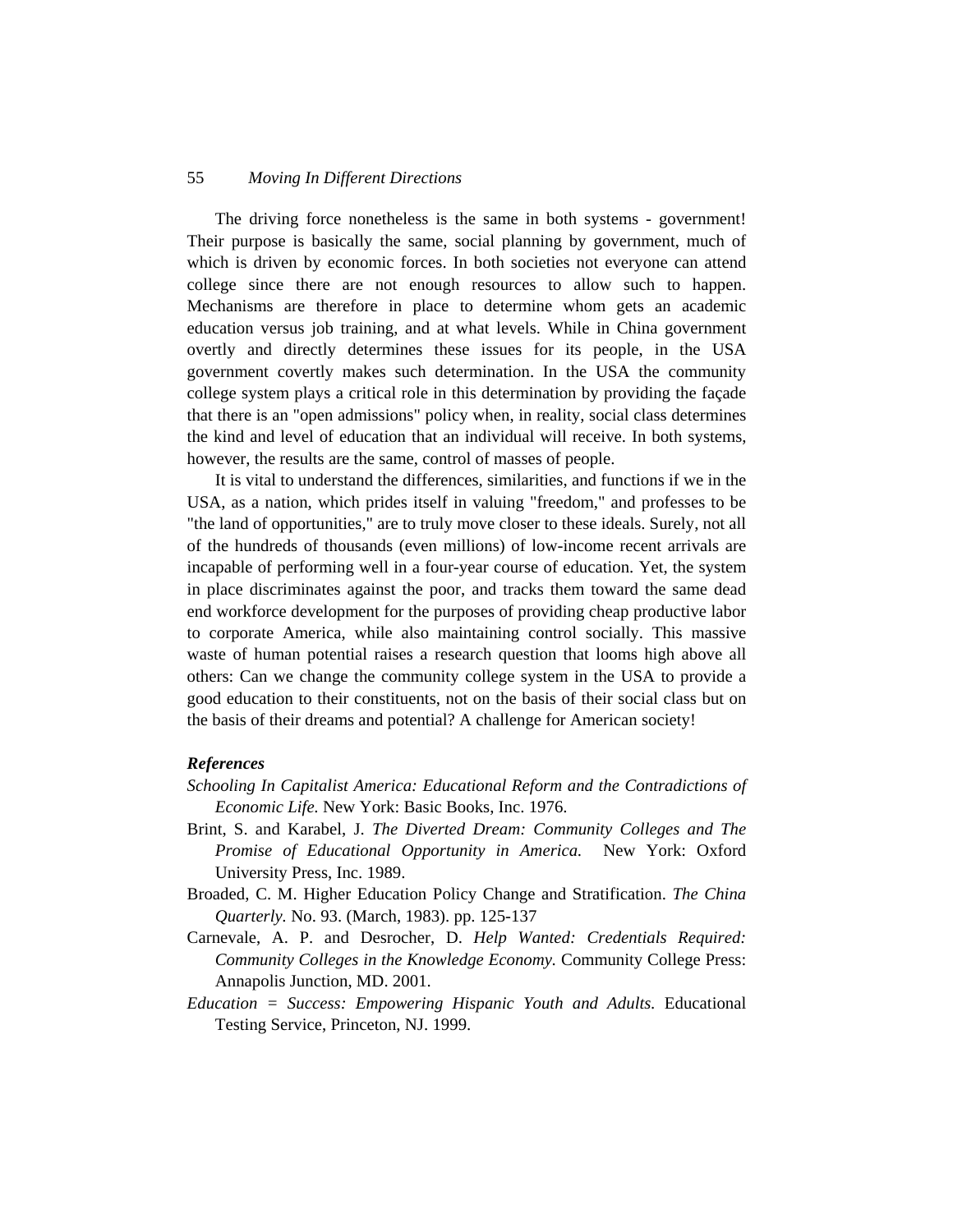The driving force nonetheless is the same in both systems - government! Their purpose is basically the same, social planning by government, much of which is driven by economic forces. In both societies not everyone can attend college since there are not enough resources to allow such to happen. Mechanisms are therefore in place to determine whom gets an academic education versus job training, and at what levels. While in China government overtly and directly determines these issues for its people, in the USA government covertly makes such determination. In the USA the community college system plays a critical role in this determination by providing the façade that there is an "open admissions" policy when, in reality, social class determines the kind and level of education that an individual will receive. In both systems, however, the results are the same, control of masses of people.

It is vital to understand the differences, similarities, and functions if we in the USA, as a nation, which prides itself in valuing "freedom," and professes to be "the land of opportunities," are to truly move closer to these ideals. Surely, not all of the hundreds of thousands (even millions) of low-income recent arrivals are incapable of performing well in a four-year course of education. Yet, the system in place discriminates against the poor, and tracks them toward the same dead end workforce development for the purposes of providing cheap productive labor to corporate America, while also maintaining control socially. This massive waste of human potential raises a research question that looms high above all others: Can we change the community college system in the USA to provide a good education to their constituents, not on the basis of their social class but on the basis of their dreams and potential? A challenge for American society!

### *References*

*Schooling In Capitalist America: Educational Reform and the Contradictions of Economic Life.* New York: Basic Books, Inc. 1976.

Brint, S. and Karabel, J. *The Diverted Dream: Community Colleges and The Promise of Educational Opportunity in America.* New York: Oxford University Press, Inc. 1989.

Broaded, C. M. Higher Education Policy Change and Stratification. *The China Quarterly.* No. 93. (March, 1983). pp. 125-137

Carnevale, A. P. and Desrocher, D. *Help Wanted: Credentials Required: Community Colleges in the Knowledge Economy.* Community College Press: Annapolis Junction, MD. 2001.

*Education = Success: Empowering Hispanic Youth and Adults.* Educational Testing Service, Princeton, NJ. 1999.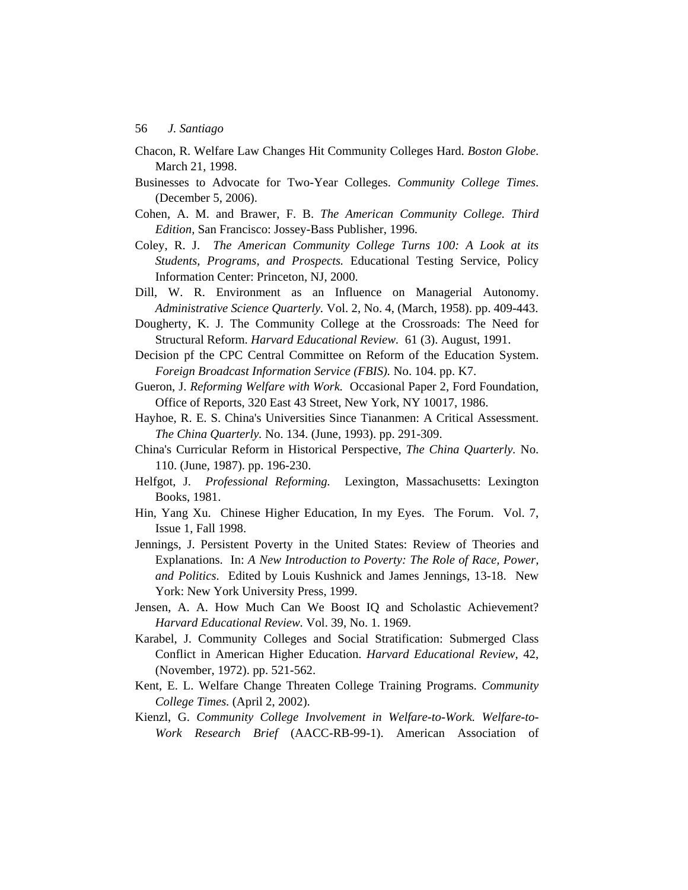Chacon, R. Welfare Law Changes Hit Community Colleges Hard. *Boston Globe*. March 21, 1998.

Businesses to Advocate for Two-Year Colleges. *Community College Times*. (December 5, 2006).

Cohen, A. M. and Brawer, F. B. *The American Community College. Third Edition,* San Francisco: Jossey-Bass Publisher, 1996.

Coley, R. J. *The American Community College Turns 100: A Look at its Students, Programs, and Prospects.* Educational Testing Service, Policy Information Center: Princeton, NJ, 2000.

Dill, W. R. Environment as an Influence on Managerial Autonomy. *Administrative Science Quarterly.* Vol. 2, No. 4, (March, 1958). pp. 409-443.

Dougherty, K. J. The Community College at the Crossroads: The Need for Structural Reform. *Harvard Educational Review.* 61 (3). August, 1991.

Decision pf the CPC Central Committee on Reform of the Education System. *Foreign Broadcast Information Service (FBIS).* No. 104. pp. K7.

Gueron, J. *Reforming Welfare with Work.* Occasional Paper 2, Ford Foundation, Office of Reports, 320 East 43 Street, New York, NY 10017, 1986.

Hayhoe, R. E. S. China's Universities Since Tiananmen: A Critical Assessment. *The China Quarterly.* No. 134. (June, 1993). pp. 291-309.

China's Curricular Reform in Historical Perspective, *The China Quarterly.* No. 110. (June, 1987). pp. 196-230.

Helfgot, J. *Professional Reforming.* Lexington, Massachusetts: Lexington Books, 1981.

Hin, Yang Xu. Chinese Higher Education, In my Eyes. The Forum. Vol. 7, Issue 1, Fall 1998.

Jennings, J. Persistent Poverty in the United States: Review of Theories and Explanations. In: *A New Introduction to Poverty: The Role of Race, Power, and Politics*. Edited by Louis Kushnick and James Jennings, 13-18. New York: New York University Press, 1999.

Jensen, A. A. How Much Can We Boost IQ and Scholastic Achievement? *Harvard Educational Review.* Vol. 39, No. 1. 1969.

Karabel, J. Community Colleges and Social Stratification: Submerged Class Conflict in American Higher Education. *Harvard Educational Review*, 42, (November, 1972). pp. 521-562.

Kent, E. L. Welfare Change Threaten College Training Programs. *Community College Times.* (April 2, 2002).

Kienzl, G. *Community College Involvement in Welfare-to-Work. Welfare-to-Work Research Brief* (AACC-RB-99-1). American Association of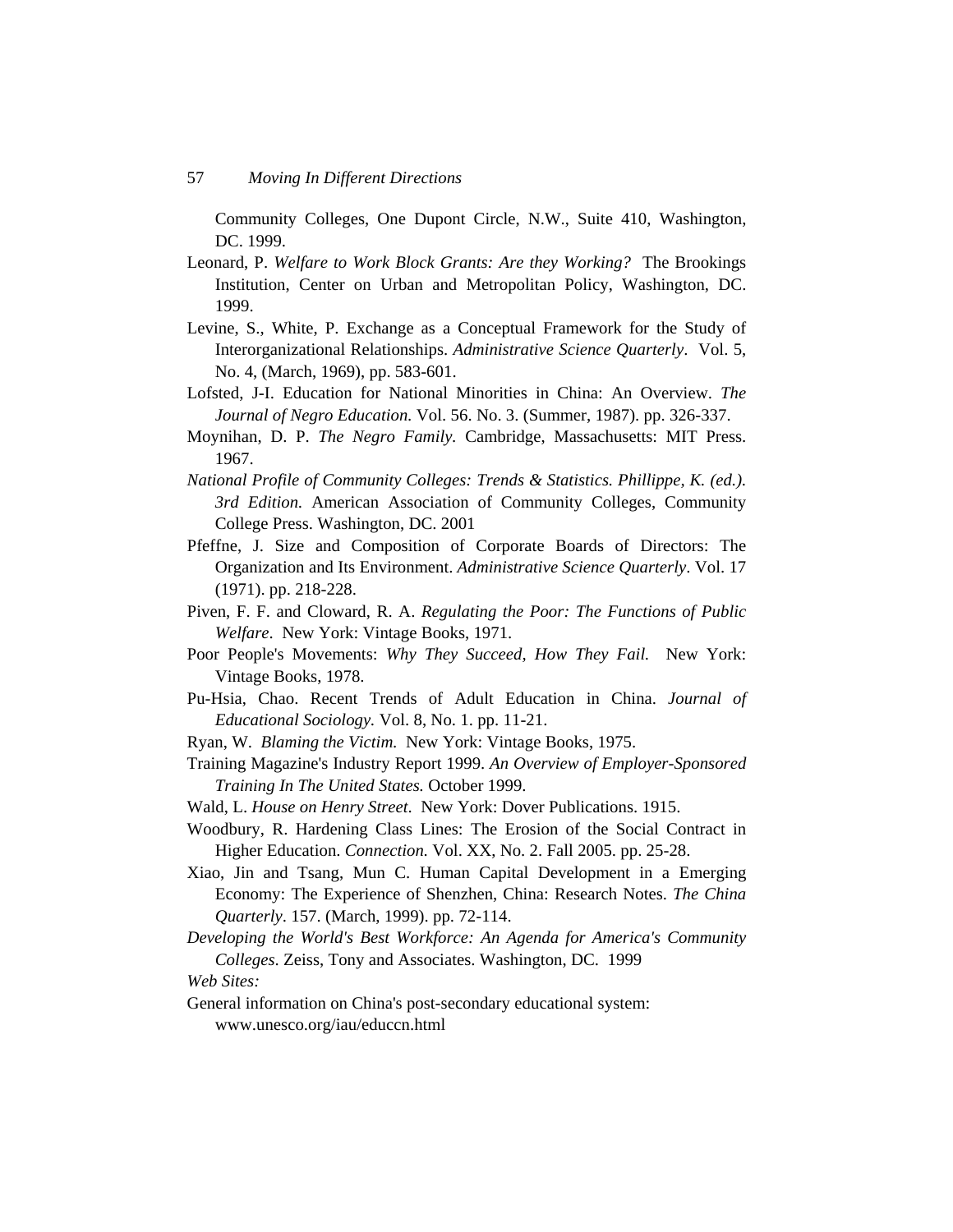Community Colleges, One Dupont Circle, N.W., Suite 410, Washington, DC. 1999.

Leonard, P. *Welfare to Work Block Grants: Are they Working?* The Brookings Institution, Center on Urban and Metropolitan Policy, Washington, DC. 1999.

Levine, S., White, P. Exchange as a Conceptual Framework for the Study of Interorganizational Relationships. *Administrative Science Quarterly*. Vol. 5, No. 4, (March, 1969), pp. 583-601.

Lofsted, J-I. Education for National Minorities in China: An Overview. *The Journal of Negro Education.* Vol. 56. No. 3. (Summer, 1987). pp. 326-337.

Moynihan, D. P. *The Negro Family.* Cambridge, Massachusetts: MIT Press. 1967.

*National Profile of Community Colleges: Trends & Statistics. Phillippe, K. (ed.). 3rd Edition.* American Association of Community Colleges, Community College Press. Washington, DC. 2001

Pfeffne, J. Size and Composition of Corporate Boards of Directors: The Organization and Its Environment. *Administrative Science Quarterly*. Vol. 17 (1971). pp. 218-228.

Piven, F. F. and Cloward, R. A. *Regulating the Poor: The Functions of Public Welfare*. New York: Vintage Books, 1971.

Poor People's Movements: *Why They Succeed, How They Fail.* New York: Vintage Books, 1978.

Pu-Hsia, Chao. Recent Trends of Adult Education in China. *Journal of Educational Sociology.* Vol. 8, No. 1. pp. 11-21.

Ryan, W. *Blaming the Victim.* New York: Vintage Books, 1975.

Training Magazine's Industry Report 1999. *An Overview of Employer-Sponsored Training In The United States.* October 1999.

Wald, L. *House on Henry Street*. New York: Dover Publications. 1915.

Woodbury, R. Hardening Class Lines: The Erosion of the Social Contract in Higher Education. *Connection.* Vol. XX, No. 2. Fall 2005. pp. 25-28.

Xiao, Jin and Tsang, Mun C. Human Capital Development in a Emerging Economy: The Experience of Shenzhen, China: Research Notes. *The China Quarterly*. 157. (March, 1999). pp. 72-114.

*Developing the World's Best Workforce: An Agenda for America's Community Colleges*. Zeiss, Tony and Associates. Washington, DC. 1999

*Web Sites:*

General information on China's post-secondary educational system: www.unesco.org/iau/educcn.html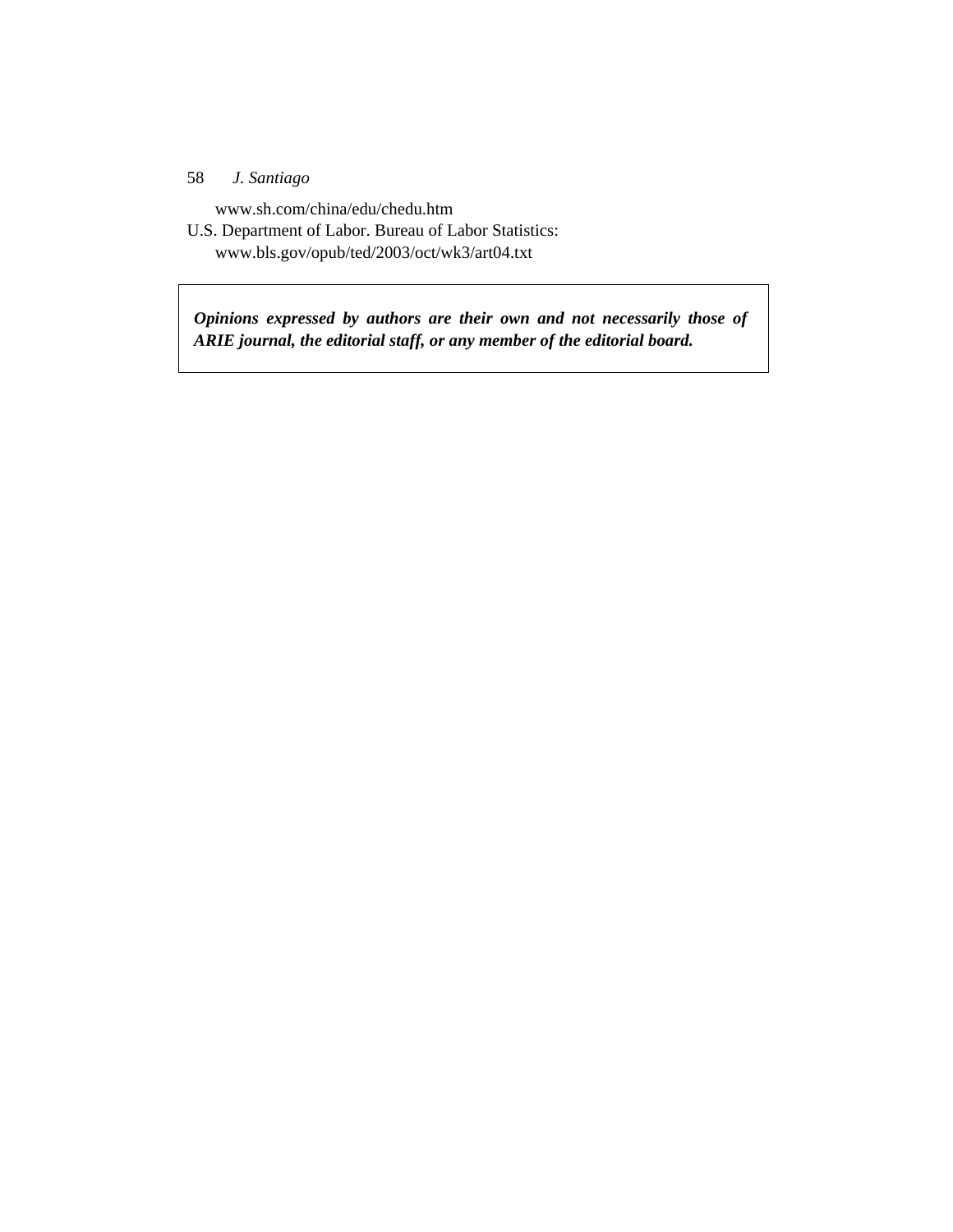www.sh.com/china/edu/chedu.htm

U.S. Department of Labor. Bureau of Labor Statistics: www.bls.gov/opub/ted/2003/oct/wk3/art04.txt

***Opinions expressed by authors are their own and not necessarily those of ARIE journal, the editorial staff, or any member of the editorial board.***